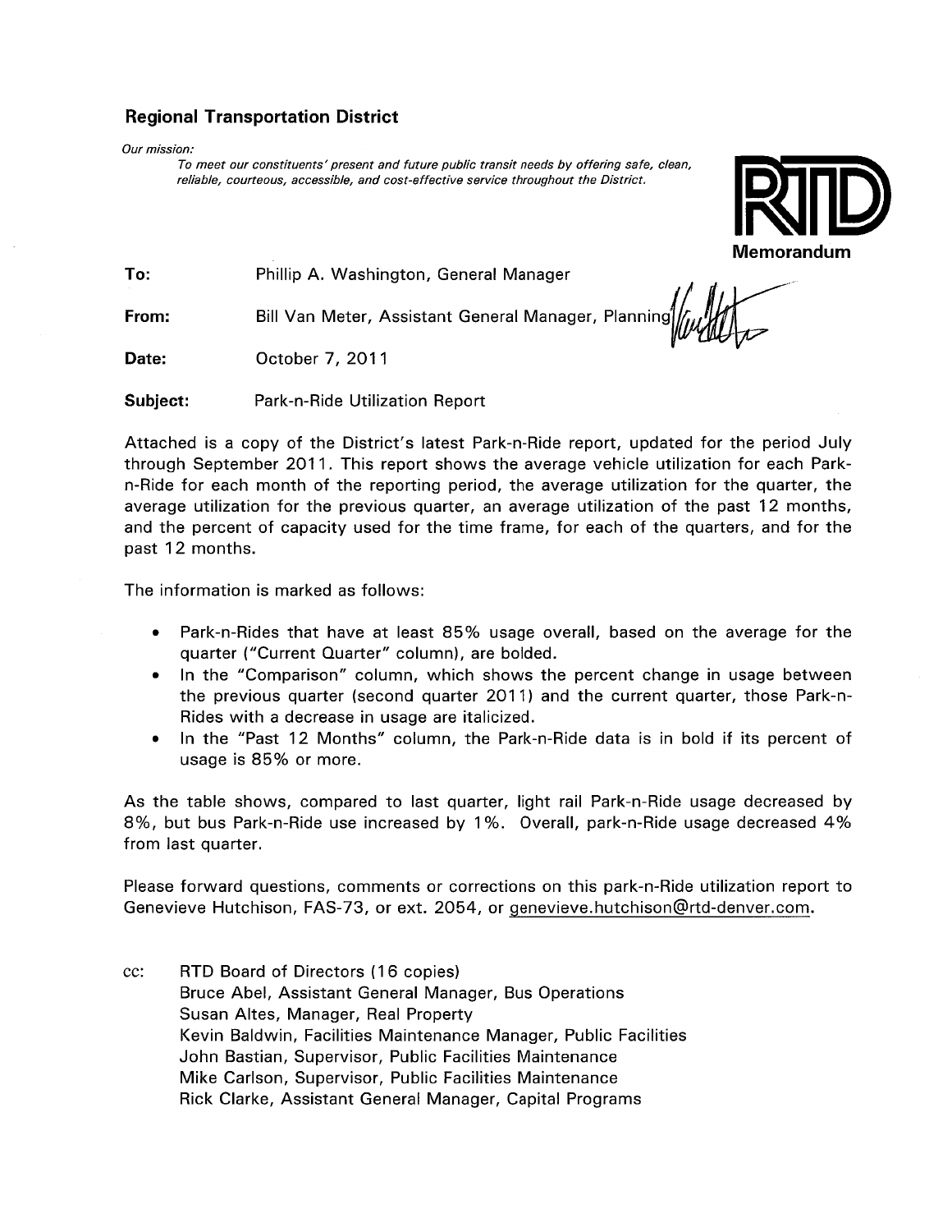## Regional Transportation District

*Our mission:*

*To meet our constituents' present and future public transit needs by offering safe, clean, reliable, courteous, accessible, and cost-effective service throughout the District.*

RTD

**Memorandum**

**To:** Phillip A. Washington, General Manager

**From:** Bill Van Meter, Assistant General Manager, Planning

**Date:** October 7, 2011

**Subject:** Park-n-Ride Utilization Report

Attached is a copy of the District's latest Park-n-Ride report, updated for the period July through September 2011. This report shows the average vehicle utilization for each Park-n-Ride for each month of the reporting period, the average utilization for the quarter, the average utilization for the previous quarter, an average utilization of the past 12 months, and the percent of capacity used for the time frame, for each of the quarters, and for the past 12 months.

The information is marked as follows:

- Park-n-Rides that have at least 85% usage overall, based on the average for the quarter ("Current Quarter" column), are bolded.
- In the "Comparison" column, which shows the percent change in usage between the previous quarter (second quarter 2011) and the current quarter, those Park-n-Rides with a decrease in usage are italicized.
- In the "Past 12 Months" column, the Park-n-Ride data is in bold if its percent of usage is 85% or more.

As the table shows, compared to last quarter, light rail Park-n-Ride usage decreased by 8%, but bus Park-n-Ride use increased by 1%. Overall, park-n-Ride usage decreased 4% from last quarter.

Please forward questions, comments or corrections on this park-n-Ride utilization report to Genevieve Hutchison, FAS-73, or ext. 2054, or genevieve.hutchison@rtd-denver.com.

cc: RTD Board of Directors (16 copies)
Bruce Abel, Assistant General Manager, Bus Operations
Susan Altes, Manager, Real Property
Kevin Baldwin, Facilities Maintenance Manager, Public Facilities
John Bastian, Supervisor, Public Facilities Maintenance
Mike Carlson, Supervisor, Public Facilities Maintenance
Rick Clarke, Assistant General Manager, Capital Programs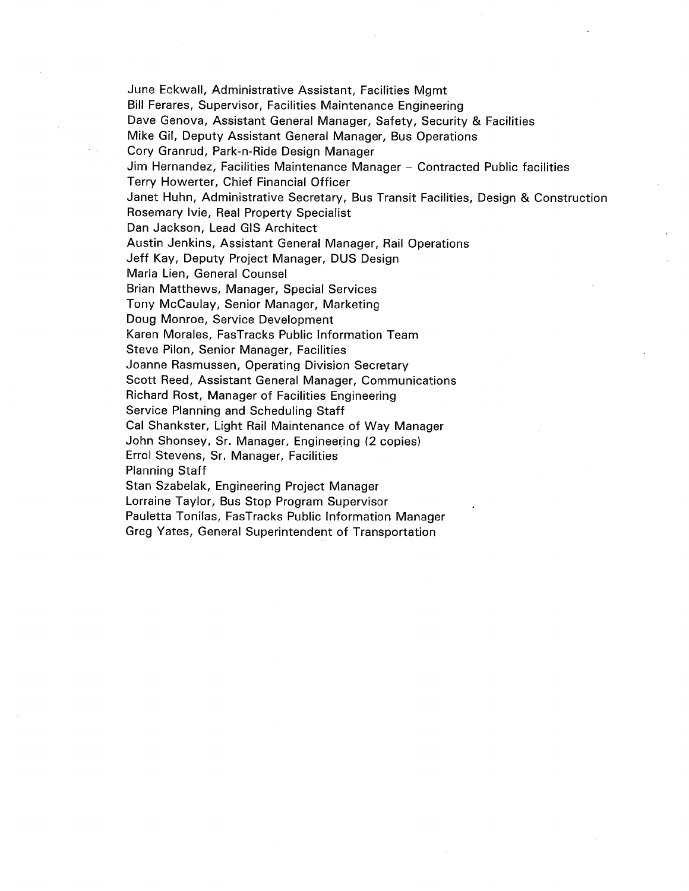June Eckwall, Administrative Assistant, Facilities Mgmt
Bill Ferares, Supervisor, Facilities Maintenance Engineering
Dave Genova, Assistant General Manager, Safety, Security & Facilities
Mike Gil, Deputy Assistant General Manager, Bus Operations
Cory Granrud, Park-n-Ride Design Manager
Jim Hernandez, Facilities Maintenance Manager – Contracted Public facilities
Terry Howerter, Chief Financial Officer
Janet Huhn, Administrative Secretary, Bus Transit Facilities, Design & Construction
Rosemary Ivie, Real Property Specialist
Dan Jackson, Lead GIS Architect
Austin Jenkins, Assistant General Manager, Rail Operations
Jeff Kay, Deputy Project Manager, DUS Design
Marla Lien, General Counsel
Brian Matthews, Manager, Special Services
Tony McCaulay, Senior Manager, Marketing
Doug Monroe, Service Development
Karen Morales, FasTracks Public Information Team
Steve Pilon, Senior Manager, Facilities
Joanne Rasmussen, Operating Division Secretary
Scott Reed, Assistant General Manager, Communications
Richard Rost, Manager of Facilities Engineering
Service Planning and Scheduling Staff
Cal Shankster, Light Rail Maintenance of Way Manager
John Shonsey, Sr. Manager, Engineering (2 copies)
Errol Stevens, Sr. Manager, Facilities
Planning Staff
Stan Szabelak, Engineering Project Manager
Lorraine Taylor, Bus Stop Program Supervisor
Pauletta Tonilas, FasTracks Public Information Manager
Greg Yates, General Superintendent of Transportation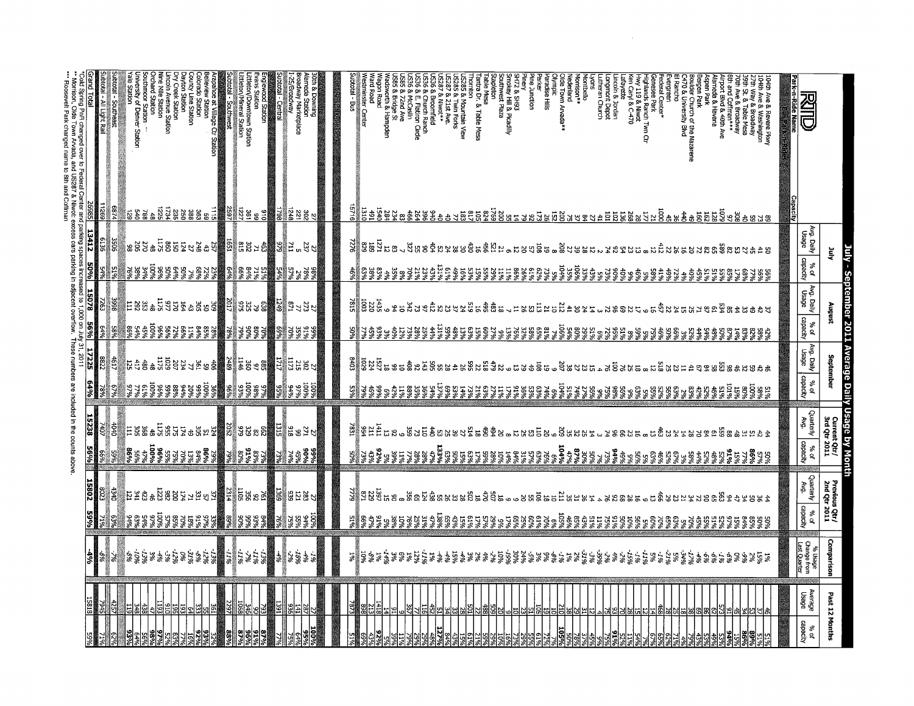# July - September 2011 Average Daily Usage by Month

| Park-n-Ride Name | Capacity | July Avg. Daily Usage | July % of capacity | August Avg. Daily Usage | August % of capacity | September Avg. Daily Usage | September % of capacity | Current Qtr/ 3rd Qtr 2011 Quarterly Avg. | Current Qtr/ 3rd Qtr 2011 % of capacity | Previous Qtr/ 2nd Qtr 2011 Quarterly Avg. | Previous Qtr/ 2nd Qtr 2011 % of capacity | Comparison % Usage Change from Last Quarter | Past 12 Months Average Usage | Past 12 Months % of capacity |
|---|---|---|---|---|---|---|---|---|---|---|---|---|---|---|
| **Bus Park-n-Rides** | | | | | | | | | | | | | | |
| 104th Ave & Revere Pkwy | 89 | 50 | 56% | 37 | 42% | 46 | 51% | 44 | 50% | 44 | 50% | 1% | 46 | 51% |
| 104th Ave & Washington | 73 | 41 | 56% | 42 | 58% | 42 | 58% | 42 | 57% | 36 | 50% | 15% | 37 | 51% |
| 27th Way & Broadway | 59 | 45 | 77% | 49 | 82% | 59 | 100% | 51 | 86% | 50 | 85% | 2% | 53 | 89% |
| 39th St. & Table Mesa | 40 | 27 | 68% | 33 | 83% | 32 | 80% | 31 | 77% | 34 | 84% | -9% | 34 | 86% |
| 70th Ave & Broadway | 308 | 53 | 17% | 44 | 14% | 46 | 15% | 48 | 15% | 47 | 15% | 0% | 45 | 15% |
| 8th and Coffman*** | 97 | 82 | 85% | 85 | 87% | 98 | 101% | 88 | 91% | 94 | 97% | -6% | 91 | 94% |
| Airport Blvd & 40th Ave | 1079 | 589 | 55% | 534 | 50% | 553 | 51% | 559 | 52% | 563 | 52% | -1% | 573 | 53% |
| Alameda & Havana | 128 | 65 | 51% | 61 | 48% | 58 | 46% | 61 | 48% | 65 | 51% | -6% | 62 | 49% |
| Aspen Park | 162 | 82 | 51% | 87 | 54% | 84 | 52% | 84 | 52% | 86 | 53% | -2% | 86 | 53% |
| Bergen Park | 160 | 79 | 49% | 71 | 44% | 67 | 42% | 72 | 45% | 72 | 45% | 0% | 69 | 43% |
| Boulder Church of the Nazarene | 40 | 20 | 50% | 25 | 62% | 33 | 83% | 28 | 69% | 34 | 84% | -17% | 27 | 67% |
| C470 & University Blvd | 440 | 16 | 4% | 15 | 3% | 11 | 2% | 14 | 3% | 21 | 5% | -34% | 18 | 4% |
| El Rancho | 36 | 26 | 72% | 24 | 66% | 23 | 63% | 24 | 67% | 23 | 63% | 5% | 25 | 71% |
| Evergreen | 45 | 22 | 49% | 22 | 50% | 25 | 56% | 23 | 52% | 29 | 65% | -21% | 28 | 62% |
| Federal Center* | 1000 | 412 | 41% | 457 | 46% | 518 | 52% | 463 | 46% | 466 | 70% | -1% | 468 | 65% |
| Genesee Park | 21 | 12 | 58% | 16 | 75% | 12 | 55% | 13 | 63% | 13 | 60% | 5% | 14 | 67% |
| Highlands Ranch Town Ctr | 177 | 8 | 5% | 7 | 4% | 8 | 5% | 8 | 5% | 9 | 5% | -11% | 12 | 7% |
| Hwy 119 & Niwot | 28 | 13 | 46% | 17 | 59% | 18 | 63% | 16 | 56% | 16 | 56% | -1% | 15 | 54% |
| Ken Caryl & C470 | 268 | 13 | 5% | 16 | 6% | 18 | 7% | 16 | 6% | 16 | 6% | -2% | 15 | 6% |
| Lafayette | 136 | 54 | 40% | 69 | 51% | 73 | 54% | 65 | 48% | 68 | 50% | -4% | 66 | 49% |
| Lincoln & Jordan | 102 | 92 | 90% | 96 | 95% | 100 | 98% | 96 | 94% | 92 | 91% | 4% | 93 | 91% |
| Longmont Depot | 101 | 74 | 73% | 72 | 72% | 76 | 75% | 74 | 73% | 76 | 75% | -2% | 75 | 75% |
| Lutheran Church | 41 | 2 | 5% | 3 | 6% | 4 | 9% | 3 | 7% | 4 | 11% | -39% | 4 | 9% |
| Lyons | 27 | 12 | 43% | 14 | 51% | 15 | 56% | 14 | 50% | 14 | 51% | -3% | 12 | 45% |
| Montbello | 84 | 28 | 33% | 24 | 29% | 23 | 27% | 25 | 30% | 36 | 43% | -31% | 31 | 37% |
| Morrison** | 37 | 39 | 106% | 30 | 80% | 27 | 74% | 32 | 87% | 31 | 85% | 2% | 29 | 78% |
| Nederland | 75 | 27 | 35% | 41 | 54% | 38 | 51% | 35 | 47% | 35 | 46% | 1% | 38 | 50% |
| Olde Town Arvada** | 200 | 208 | 104% | 212 | 106% | 207 | 104% | 209 | 104% | 211 | 105% | -1% | 210 | 105% |
| Paradise Hills | 26 | 19 | 73% | 21 | 81% | 19 | 74% | 20 | 76% | 18 | 70% | 9% | 19 | 72% |
| Parker | 173 | 108 | 62% | 113 | 65% | 108 | 63% | 110 | 63% | 106 | 61% | 3% | 105 | 61% |
| Pine Junction | 92 | 57 | 61% | 53 | 58% | 58 | 63% | 56 | 61% | 60 | 65% | -5% | 56 | 61% |
| Pinery | 79 | 20 | 26% | 26 | 32% | 29 | 36% | 25 | 31% | 20 | 25% | 24% | 23 | 29% |
| SH72 & SH93 | 14 | 12 | 86% | 11 | 76% | 13 | 91% | 12 | 84% | 9 | 65% | 30% | 10 | 73% |
| Smokey Hill & Picadilly | 55 | 6 | 11% | 7 | 13% | 9 | 17% | 8 | 14% | 9 | 17% | -19% | 9 | 16% |
| Southwest Plaza | 200 | 21 | 11% | 18 | 9% | 22 | 11% | 20 | 10% | 18 | 9% | 9% | 20 | 10% |
| Stapleton | 1769 | 521 | 29% | 483 | 27% | 479 | 27% | 494 | 28% | 507 | 29% | -2% | 509 | 29% |
| Table Mesa | 829 | 456 | 55% | 495 | 60% | 520 | 63% | 490 | 59% | 470 | 57% | 4% | 488 | 59% |
| Tantra Dr. & Table Mesa | 105 | 16 | 15% | 18 | 17% | 22 | 21% | 18 | 17% | 18 | 17% | 2% | 17 | 16% |
| Thornton | 817 | 430 | 53% | 519 | 63% | 595 | 73% | 514 | 63% | 502 | 61% | 2% | 500 | 61% |
| US285 & Mountain View | 183 | 30 | 16% | 24 | 13% | 26 | 14% | 27 | 15% | 28 | 15% | -4% | 28 | 15% |
| US285 & Twin Forks | 77 | 38 | 49% | 37 | 48% | 41 | 53% | 39 | 50% | 33 | 43% | 15% | 33 | 43% |
| US287 & 21st Ave. | 40 | 24 | 61% | 23 | 59% | 28 | 69% | 25 | 63% | 26 | 65% | -4% | 34 | 84% |
| US287 & Niwot** | 40 | 52 | 131% | 52 | 131% | 55 | 137% | 53 | 133% | 55 | 138% | -4% | 51 | 127% |
| US36 & Broomfield | 940 | 404 | 43% | 412 | 44% | 505 | 54% | 440 | 47% | 438 | 47% | 1% | 452 | 48% |
| US36 & Church Ranch | 396 | 90 | 23% | 97 | 25% | 143 | 36% | 110 | 28% | 124 | 31% | -11% | 116 | 29% |
| US36 & E. Flatiron Circle | 232 | 72 | 31% | 73 | 31% | 80 | 34% | 73 | 31% | 65 | 28% | 12% | 77 | 33% |
| US36 & McCaslin | 466 | 327 | 70% | 342 | 73% | 409 | 88% | 359 | 77% | 356 | 76% | 1% | 367 | 79% |
| US85 & 72nd Ave | 83 | 7 | 8% | 10 | 12% | 14 | 17% | 10 | 12% | 8 | 10% | 6% | 10 | 12% |
| US85 & Bridge St | 234 | 83 | 35% | 94 | 40% | 99 | 42% | 92 | 39% | 90 | 38% | 3% | 91 | 39% |
| Wadsworth & Hampden | 284 | 12 | 4% | 9 | 3% | 18 | 6% | 13 | 5% | 15 | 5% | -14% | 14 | 5% |
| Wagon Road | 1540 | 1271 | 83% | 1435 | 93% | 1527 | 99% | 1411 | 92% | 1397 | 91% | 1% | 1418 | 92% |
| Ward Road | 491 | 189 | 38% | 220 | 45% | 224 | 46% | 211 | 43% | 229 | 47% | -8% | 213 | 43% |
| Westminster Center | 1310 | 829 | 63% | 1003 | 77% | 1029 | 79% | 954 | 73% | 871 | 66% | 10% | 898 | 69% |
| Subtotal - Bus | 15716 | 7276 | 46% | 7815 | 50% | 8403 | 53% | 7831 | 50% | 7779 | 51% | 1% | 7973 | 51% |
| **Light Rail Park-n-Rides** | | | | | | | | | | | | | | |
| **Central** | | | | | | | | | | | | | | |
| 30th & Downing | 27 | 27 | 98% | 27 | 99% | 27 | 100% | 27 | 99% | 27 | 100% | -1% | 27 | 100% |
| Alameda Station | 302 | 237 | 78% | 273 | 91% | 302 | 100% | 271 | 90% | 283 | 94% | -4% | 287 | 95% |
| Broadway/Marketplace | 221 | 4 | 2% | 78 | 35% | 215 | 97% | 99 | 45% | 120 | 54% | -17% | 141 | 64% |
| I-25/Broadway | 1248 | 711 | 57% | 871 | 70% | 1173 | 94% | 918 | 74% | 939 | 75% | -2% | 936 | 75% |
| Subtotal - Central | 1798 | 979 | 54% | 1249 | 69% | 1717 | 95% | 1315 | 73% | 1369 | 76% | -4% | 1391 | 77% |
| **Southwest** | | | | | | | | | | | | | | |
| Englewood Station | 910 | 453 | 50% | 638 | 70% | 885 | 97% | 662 | 73% | 761 | 84% | -13% | 793 | 87% |
| Evans Station | 99 | 81 | 82% | 79 | 80% | 98 | 99% | 82 | 83% | 92 | 93% | -11% | 90 | 91% |
| Littleton/Downtown Station | 361 | 302 | 84% | 325 | 90% | 360 | 100% | 329 | 91% | 356 | 99% | -7% | 346 | 96% |
| Littleton/Mineral Station | 1227 | 815 | 66% | 975 | 79% | 1146 | 93% | 979 | 80% | 1105 | 90% | -11% | 1068 | 87% |
| Subtotal - Southwest | 2597 | 1651 | 64% | 2017 | 78% | 2489 | 96% | 2052 | 79% | 2314 | 89% | -11% | 2297 | 88% |
| **Southeast** | | | | | | | | | | | | | | |
| Arapahoe at Village Ctr Station | 1115 | 257 | 23% | 309 | 28% | 406 | 36% | 324 | 29% | 371 | 33% | -13% | 361 | 32% |
| Belleview Station | 59 | 43 | 72% | 50 | 85% | 59 | 100% | 51 | 86% | 57 | 97% | -12% | 55 | 93% |
| Colorado Station | 363 | 248 | 68% | 305 | 84% | 361 | 99% | 305 | 84% | 331 | 91% | -8% | 333 | 92% |
| County Line Station | 388 | 27 | 7% | 43 | 11% | 77 | 20% | 49 | 13% | 71 | 18% | -31% | 64 | 16% |
| Dayton Station | 250 | 124 | 50% | 164 | 66% | 234 | 94% | 174 | 70% | 174 | 70% | 0% | 196 | 77% |
| Dry Creek Station | 236 | 150 | 64% | 170 | 72% | 207 | 88% | 175 | 75% | 200 | 85% | -12% | 196 | 83% |
| Lincoln Avenue Station | 1734 | 860 | 50% | 977 | 56% | 1029 | 59% | 955 | 55% | 982 | 57% | -3% | 910 | 52% |
| Nine Mile Station | 1225 | 1175 | 96% | 1175 | 96% | 1175 | 96% | 1175 | 96% | 1223 | 100% | -4% | 1193 | 97% |
| Orchard Station | 48 | 48 | 100% | 48 | 100% | 48 | 100% | 48 | 100% | 46 | 97% | 3% | 47 | 98% |
| Southmoor Station | 788 | 270 | 34% | 353 | 45% | 480 | 61% | 368 | 47% | 423 | 54% | -13% | 438 | 56% |
| University of Denver Station | 540 | 206 | 38% | 292 | 54% | 417 | 77% | 305 | 56% | 341 | 63% | -10% | 348 | 64% |
| Yale Station | 129 | 98 | 76% | 111 | 86% | 125 | 97% | 111 | 86% | 121 | 94% | -8% | 119 | 93% |
| Subtotal - Southeast | 6874 | 3506 | 51% | 3998 | 58% | 4617 | 67% | 4040 | 59% | 4340 | 63% | -7% | 4257 | 62% |
| Subtotal - All Light Rail | 11269 | 6136 | 54% | 7263 | 64% | 8822 | 78% | 7407 | 66% | 8023 | 71% | -8% | 7945 | 71% |
| **Grand Total** | 26985 | 13412 | 50% | 15078 | 56% | 17225 | 64% | 15238 | 56% | 15802 | 59% | -4% | 15818 | 59% |

*Cold Spring PnR changed over to Federal Center and parking spaces increased to 1,000 on July 31, 2011

** Morrison, Olde Town Arvada, and US287 & Niwot: excess cars parking in adjacent overflow. These numbers are included in the counts above.

*** Roosevelt Park changed name to 8th and Coffman